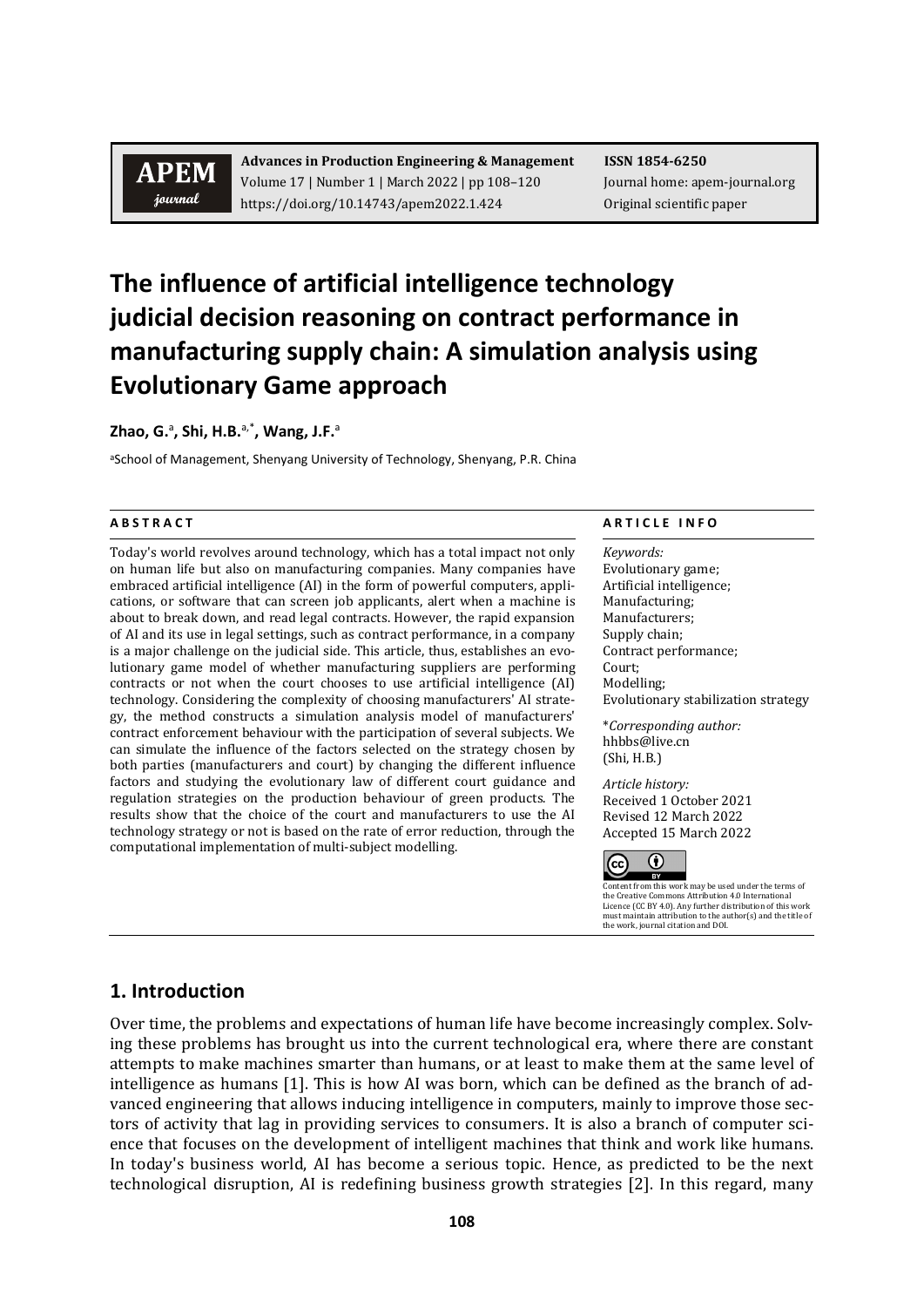# The influence of artificial intelligence technology judicial decision reasoning on contract performance in manufacturing supply chain: A simulation analysis using Evolutionary Game approach

**Zhao, G.**[a], **Shi, H.B.**[a,*], **Wang, J.F.**[a]

[a]School of Management, Shenyang University of Technology, Shenyang, P.R. China

**A B S T R A C T**

Today's world revolves around technology, which has a total impact not only on human life but also on manufacturing companies. Many companies have embraced artificial intelligence (AI) in the form of powerful computers, applications, or software that can screen job applicants, alert when a machine is about to break down, and read legal contracts. However, the rapid expansion of AI and its use in legal settings, such as contract performance, in a company is a major challenge on the judicial side. This article, thus, establishes an evolutionary game model of whether manufacturing suppliers are performing contracts or not when the court chooses to use artificial intelligence (AI) technology. Considering the complexity of choosing manufacturers' AI strategy, the method constructs a simulation analysis model of manufacturers' contract enforcement behaviour with the participation of several subjects. We can simulate the influence of the factors selected on the strategy chosen by both parties (manufacturers and court) by changing the different influence factors and studying the evolutionary law of different court guidance and regulation strategies on the production behaviour of green products. The results show that the choice of the court and manufacturers to use the AI technology strategy or not is based on the rate of error reduction, through the computational implementation of multi-subject modelling.

**A R T I C L E I N F O**

*Keywords:*
Evolutionary game;
Artificial intelligence;
Manufacturing;
Manufacturers;
Supply chain;
Contract performance;
Court;
Modelling;
Evolutionary stabilization strategy

\**Corresponding author:*
hhbbs@live.cn
(Shi, H.B.)

*Article history:*
Received 1 October 2021
Revised 12 March 2022
Accepted 15 March 2022

Content from this work may be used under the terms of the Creative Commons Attribution 4.0 International Licence (CC BY 4.0). Any further distribution of this work must maintain attribution to the author(s) and the title of the work, journal citation and DOI.

## 1. Introduction

Over time, the problems and expectations of human life have become increasingly complex. Solving these problems has brought us into the current technological era, where there are constant attempts to make machines smarter than humans, or at least to make them at the same level of intelligence as humans [1]. This is how AI was born, which can be defined as the branch of advanced engineering that allows inducing intelligence in computers, mainly to improve those sectors of activity that lag in providing services to consumers. It is also a branch of computer science that focuses on the development of intelligent machines that think and work like humans. In today's business world, AI has become a serious topic. Hence, as predicted to be the next technological disruption, AI is redefining business growth strategies [2]. In this regard, many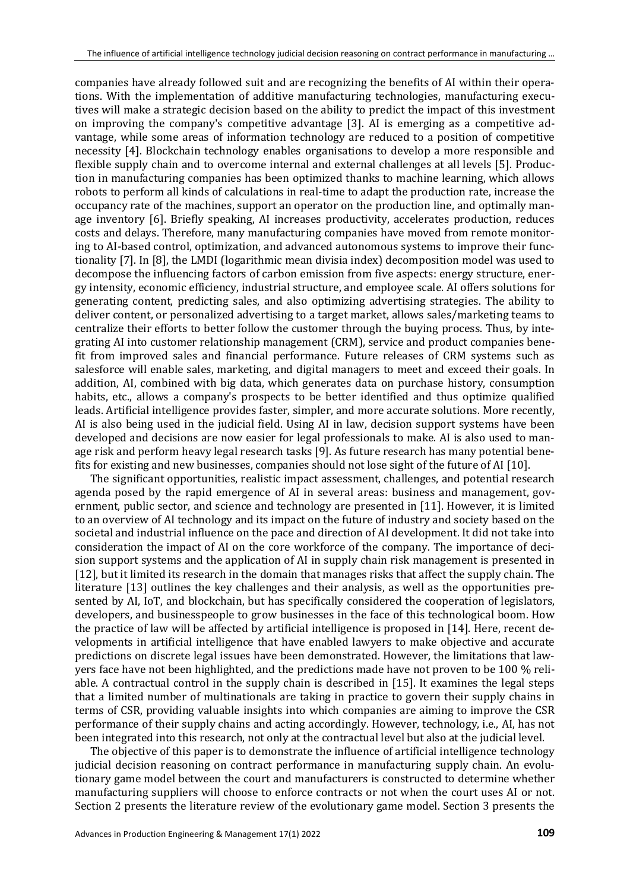companies have already followed suit and are recognizing the benefits of AI within their operations. With the implementation of additive manufacturing technologies, manufacturing executives will make a strategic decision based on the ability to predict the impact of this investment on improving the company's competitive advantage [3]. AI is emerging as a competitive advantage, while some areas of information technology are reduced to a position of competitive necessity [4]. Blockchain technology enables organisations to develop a more responsible and flexible supply chain and to overcome internal and external challenges at all levels [5]. Production in manufacturing companies has been optimized thanks to machine learning, which allows robots to perform all kinds of calculations in real-time to adapt the production rate, increase the occupancy rate of the machines, support an operator on the production line, and optimally manage inventory [6]. Briefly speaking, AI increases productivity, accelerates production, reduces costs and delays. Therefore, many manufacturing companies have moved from remote monitoring to AI-based control, optimization, and advanced autonomous systems to improve their functionality [7]. In [8], the LMDI (logarithmic mean divisia index) decomposition model was used to decompose the influencing factors of carbon emission from five aspects: energy structure, energy intensity, economic efficiency, industrial structure, and employee scale. AI offers solutions for generating content, predicting sales, and also optimizing advertising strategies. The ability to deliver content, or personalized advertising to a target market, allows sales/marketing teams to centralize their efforts to better follow the customer through the buying process. Thus, by integrating AI into customer relationship management (CRM), service and product companies benefit from improved sales and financial performance. Future releases of CRM systems such as salesforce will enable sales, marketing, and digital managers to meet and exceed their goals. In addition, AI, combined with big data, which generates data on purchase history, consumption habits, etc., allows a company's prospects to be better identified and thus optimize qualified leads. Artificial intelligence provides faster, simpler, and more accurate solutions. More recently, AI is also being used in the judicial field. Using AI in law, decision support systems have been developed and decisions are now easier for legal professionals to make. AI is also used to manage risk and perform heavy legal research tasks [9]. As future research has many potential benefits for existing and new businesses, companies should not lose sight of the future of AI [10].

The significant opportunities, realistic impact assessment, challenges, and potential research agenda posed by the rapid emergence of AI in several areas: business and management, government, public sector, and science and technology are presented in [11]. However, it is limited to an overview of AI technology and its impact on the future of industry and society based on the societal and industrial influence on the pace and direction of AI development. It did not take into consideration the impact of AI on the core workforce of the company. The importance of decision support systems and the application of AI in supply chain risk management is presented in [12], but it limited its research in the domain that manages risks that affect the supply chain. The literature [13] outlines the key challenges and their analysis, as well as the opportunities presented by AI, IoT, and blockchain, but has specifically considered the cooperation of legislators, developers, and businesspeople to grow businesses in the face of this technological boom. How the practice of law will be affected by artificial intelligence is proposed in [14]. Here, recent developments in artificial intelligence that have enabled lawyers to make objective and accurate predictions on discrete legal issues have been demonstrated. However, the limitations that lawyers face have not been highlighted, and the predictions made have not proven to be 100 % reliable. A contractual control in the supply chain is described in [15]. It examines the legal steps that a limited number of multinationals are taking in practice to govern their supply chains in terms of CSR, providing valuable insights into which companies are aiming to improve the CSR performance of their supply chains and acting accordingly. However, technology, i.e., AI, has not been integrated into this research, not only at the contractual level but also at the judicial level.

The objective of this paper is to demonstrate the influence of artificial intelligence technology judicial decision reasoning on contract performance in manufacturing supply chain. An evolutionary game model between the court and manufacturers is constructed to determine whether manufacturing suppliers will choose to enforce contracts or not when the court uses AI or not. Section 2 presents the literature review of the evolutionary game model. Section 3 presents the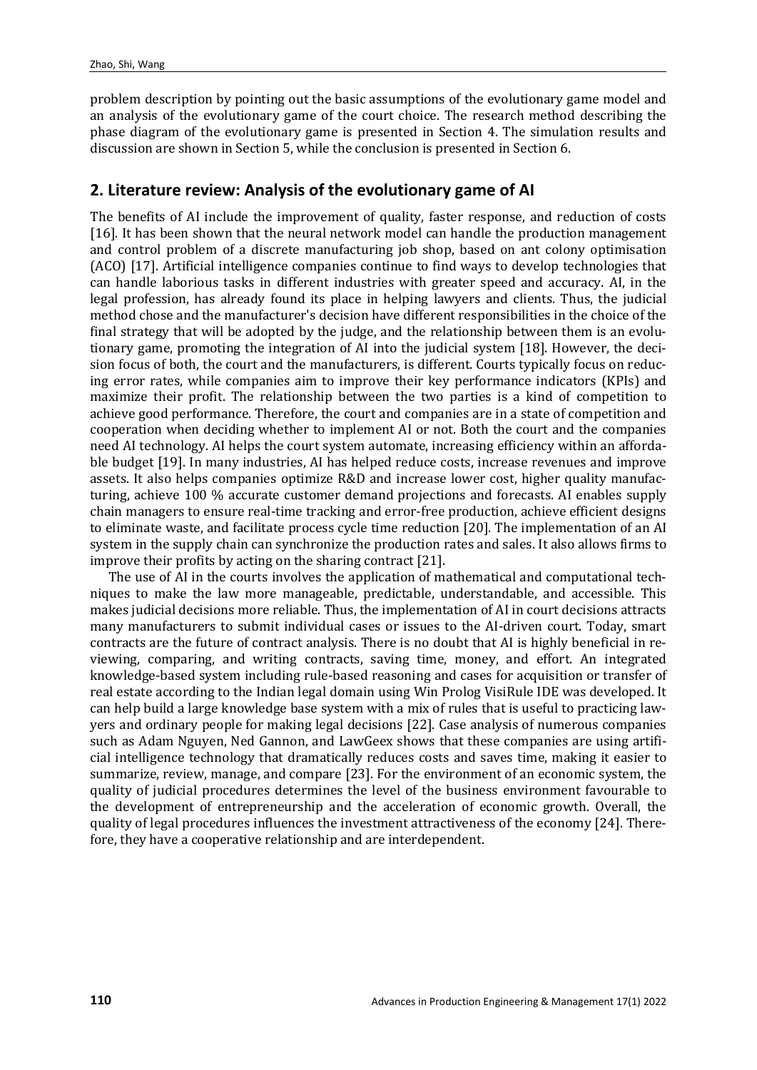problem description by pointing out the basic assumptions of the evolutionary game model and an analysis of the evolutionary game of the court choice. The research method describing the phase diagram of the evolutionary game is presented in Section 4. The simulation results and discussion are shown in Section 5, while the conclusion is presented in Section 6.

## 2. Literature review: Analysis of the evolutionary game of AI

The benefits of AI include the improvement of quality, faster response, and reduction of costs [16]. It has been shown that the neural network model can handle the production management and control problem of a discrete manufacturing job shop, based on ant colony optimisation (ACO) [17]. Artificial intelligence companies continue to find ways to develop technologies that can handle laborious tasks in different industries with greater speed and accuracy. AI, in the legal profession, has already found its place in helping lawyers and clients. Thus, the judicial method chose and the manufacturer's decision have different responsibilities in the choice of the final strategy that will be adopted by the judge, and the relationship between them is an evolutionary game, promoting the integration of AI into the judicial system [18]. However, the decision focus of both, the court and the manufacturers, is different. Courts typically focus on reducing error rates, while companies aim to improve their key performance indicators (KPIs) and maximize their profit. The relationship between the two parties is a kind of competition to achieve good performance. Therefore, the court and companies are in a state of competition and cooperation when deciding whether to implement AI or not. Both the court and the companies need AI technology. AI helps the court system automate, increasing efficiency within an affordable budget [19]. In many industries, AI has helped reduce costs, increase revenues and improve assets. It also helps companies optimize R&D and increase lower cost, higher quality manufacturing, achieve 100 % accurate customer demand projections and forecasts. AI enables supply chain managers to ensure real-time tracking and error-free production, achieve efficient designs to eliminate waste, and facilitate process cycle time reduction [20]. The implementation of an AI system in the supply chain can synchronize the production rates and sales. It also allows firms to improve their profits by acting on the sharing contract [21].

The use of AI in the courts involves the application of mathematical and computational techniques to make the law more manageable, predictable, understandable, and accessible. This makes judicial decisions more reliable. Thus, the implementation of AI in court decisions attracts many manufacturers to submit individual cases or issues to the AI-driven court. Today, smart contracts are the future of contract analysis. There is no doubt that AI is highly beneficial in reviewing, comparing, and writing contracts, saving time, money, and effort. An integrated knowledge-based system including rule-based reasoning and cases for acquisition or transfer of real estate according to the Indian legal domain using Win Prolog VisiRule IDE was developed. It can help build a large knowledge base system with a mix of rules that is useful to practicing lawyers and ordinary people for making legal decisions [22]. Case analysis of numerous companies such as Adam Nguyen, Ned Gannon, and LawGeex shows that these companies are using artificial intelligence technology that dramatically reduces costs and saves time, making it easier to summarize, review, manage, and compare [23]. For the environment of an economic system, the quality of judicial procedures determines the level of the business environment favourable to the development of entrepreneurship and the acceleration of economic growth. Overall, the quality of legal procedures influences the investment attractiveness of the economy [24]. Therefore, they have a cooperative relationship and are interdependent.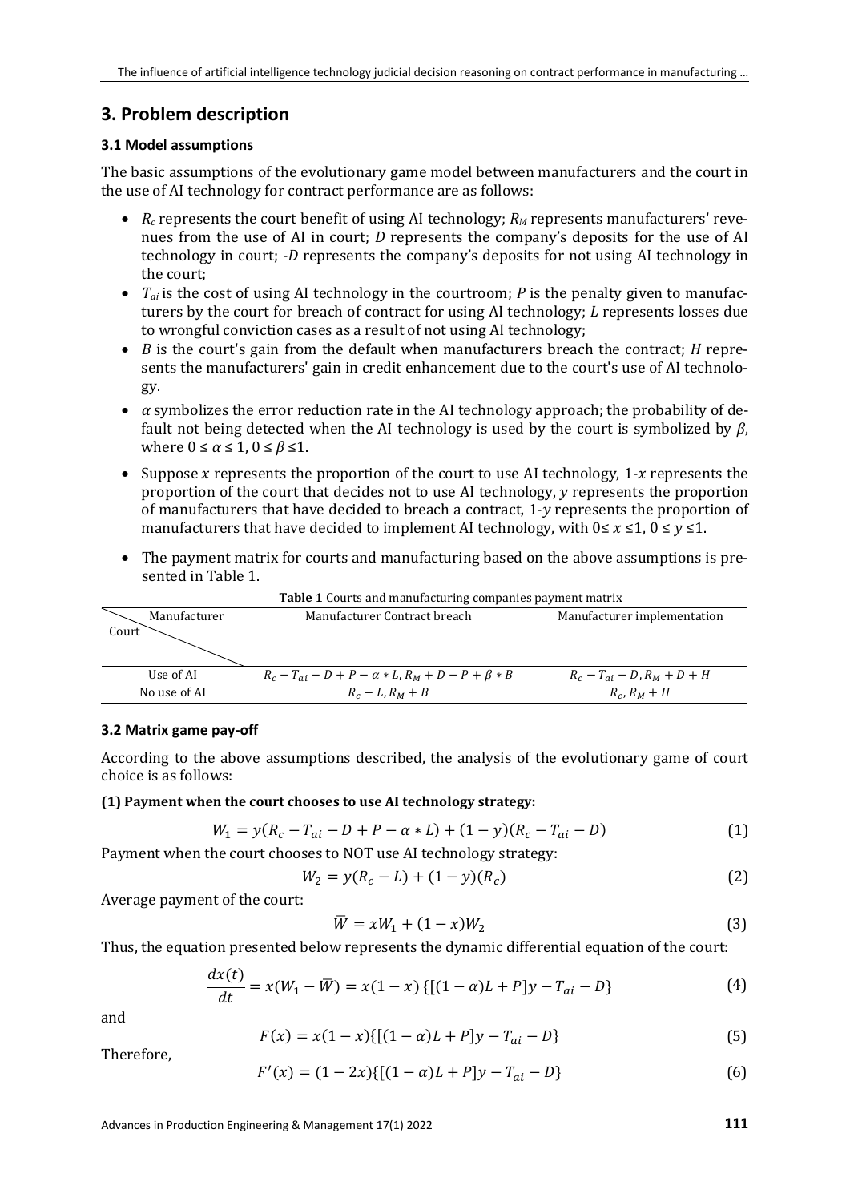## 3. Problem description

### 3.1 Model assumptions

The basic assumptions of the evolutionary game model between manufacturers and the court in the use of AI technology for contract performance are as follows:

- $R_c$ represents the court benefit of using AI technology; $R_M$ represents manufacturers' revenues from the use of AI in court; $D$ represents the company's deposits for the use of AI technology in court; $-D$ represents the company's deposits for not using AI technology in the court;
- $T_{ai}$ is the cost of using AI technology in the courtroom; $P$ is the penalty given to manufacturers by the court for breach of contract for using AI technology; $L$ represents losses due to wrongful conviction cases as a result of not using AI technology;
- $B$ is the court's gain from the default when manufacturers breach the contract; $H$ represents the manufacturers' gain in credit enhancement due to the court's use of AI technology.
- $\alpha$ symbolizes the error reduction rate in the AI technology approach; the probability of default not being detected when the AI technology is used by the court is symbolized by $\beta$, where $0 \leq \alpha \leq 1$, $0 \leq \beta \leq 1$.
- Suppose $x$ represents the proportion of the court to use AI technology, $1\text{-}x$ represents the proportion of the court that decides not to use AI technology, $y$ represents the proportion of manufacturers that have decided to breach a contract, $1\text{-}y$ represents the proportion of manufacturers that have decided to implement AI technology, with $0 \leq x \leq 1$, $0 \leq y \leq 1$.
- The payment matrix for courts and manufacturing based on the above assumptions is presented in Table 1.

**Table 1** Courts and manufacturing companies payment matrix

| Court \ Manufacturer | Manufacturer Contract breach | Manufacturer implementation |
|---|---|---|
| Use of AI | $R_c - T_{ai} - D + P - \alpha * L, R_M + D - P + \beta * B$ | $R_c - T_{ai} - D, R_M + D + H$ |
| No use of AI | $R_c - L, R_M + B$ | $R_c, R_M + H$ |

### 3.2 Matrix game pay-off

According to the above assumptions described, the analysis of the evolutionary game of court choice is as follows:

**(1) Payment when the court chooses to use AI technology strategy:**

$$W_1 = y(R_c - T_{ai} - D + P - \alpha * L) + (1 - y)(R_c - T_{ai} - D) \tag{1}$$

Payment when the court chooses to NOT use AI technology strategy:

$$W_2 = y(R_c - L) + (1 - y)(R_c) \tag{2}$$

Average payment of the court:

$$\bar{W} = xW_1 + (1 - x)W_2 \tag{3}$$

Thus, the equation presented below represents the dynamic differential equation of the court:

$$\frac{dx(t)}{dt} = x(W_1 - \bar{W}) = x(1 - x)\{[(1 - \alpha)L + P]y - T_{ai} - D\} \tag{4}$$

and

$$F(x) = x(1 - x)\{[(1 - \alpha)L + P]y - T_{ai} - D\} \tag{5}$$

Therefore,

$$F'(x) = (1 - 2x)\{[(1 - \alpha)L + P]y - T_{ai} - D\} \tag{6}$$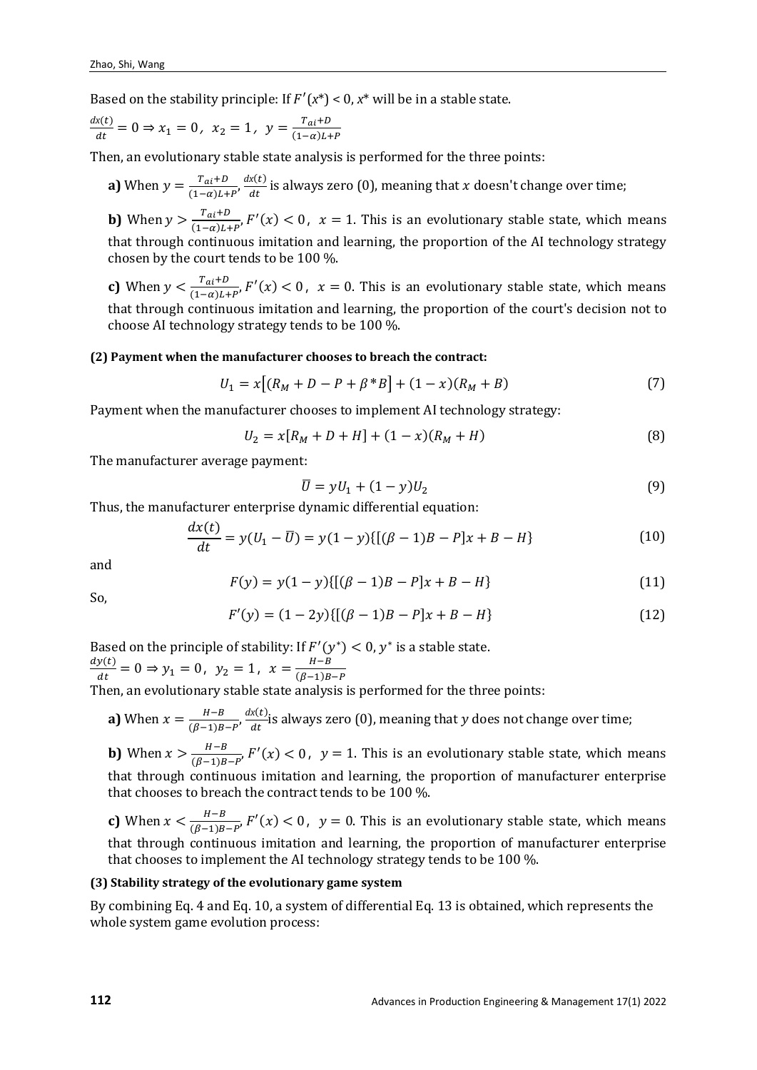Based on the stability principle: If $F'(x^*) < 0$, $x^*$ will be in a stable state.

$\frac{dx(t)}{dt} = 0 \Rightarrow x_1 = 0,\ x_2 = 1,\ y = \frac{T_{ai}+D}{(1-\alpha)L+P}$

Then, an evolutionary stable state analysis is performed for the three points:

**a)** When $y = \frac{T_{ai}+D}{(1-\alpha)L+P}$, $\frac{dx(t)}{dt}$ is always zero (0), meaning that $x$ doesn't change over time;

**b)** When $y > \frac{T_{ai}+D}{(1-\alpha)L+P}$, $F'(x) < 0$, $x = 1$. This is an evolutionary stable state, which means that through continuous imitation and learning, the proportion of the AI technology strategy chosen by the court tends to be 100 %.

**c)** When $y < \frac{T_{ai}+D}{(1-\alpha)L+P}$, $F'(x) < 0$, $x = 0$. This is an evolutionary stable state, which means that through continuous imitation and learning, the proportion of the court's decision not to choose AI technology strategy tends to be 100 %.

**(2) Payment when the manufacturer chooses to breach the contract:**

$$U_1 = x[(R_M + D - P + \beta * B] + (1-x)(R_M + B) \tag{7}$$

Payment when the manufacturer chooses to implement AI technology strategy:

$$U_2 = x[R_M + D + H] + (1-x)(R_M + H) \tag{8}$$

The manufacturer average payment:

$$\bar{U} = yU_1 + (1-y)U_2 \tag{9}$$

Thus, the manufacturer enterprise dynamic differential equation:

$$\frac{dx(t)}{dt} = y(U_1 - \bar{U}) = y(1-y)\{[(\beta-1)B - P]x + B - H\} \tag{10}$$

and

$$F(y) = y(1-y)\{[(\beta-1)B - P]x + B - H\} \tag{11}$$

So,

$$F'(y) = (1-2y)\{[(\beta-1)B - P]x + B - H\} \tag{12}$$

Based on the principle of stability: If $F'(y^*) < 0$, $y^*$ is a stable state.

$\frac{dy(t)}{dt} = 0 \Rightarrow y_1 = 0,\ y_2 = 1,\ x = \frac{H-B}{(\beta-1)B-P}$

Then, an evolutionary stable state analysis is performed for the three points:

**a)** When $x = \frac{H-B}{(\beta-1)B-P}$, $\frac{dx(t)}{dt}$ is always zero (0), meaning that $y$ does not change over time;

**b)** When $x > \frac{H-B}{(\beta-1)B-P}$, $F'(x) < 0$, $y = 1$. This is an evolutionary stable state, which means that through continuous imitation and learning, the proportion of manufacturer enterprise that chooses to breach the contract tends to be 100 %.

**c)** When $x < \frac{H-B}{(\beta-1)B-P}$, $F'(x) < 0$, $y = 0$. This is an evolutionary stable state, which means that through continuous imitation and learning, the proportion of manufacturer enterprise that chooses to implement the AI technology strategy tends to be 100 %.

**(3) Stability strategy of the evolutionary game system**

By combining Eq. 4 and Eq. 10, a system of differential Eq. 13 is obtained, which represents the whole system game evolution process: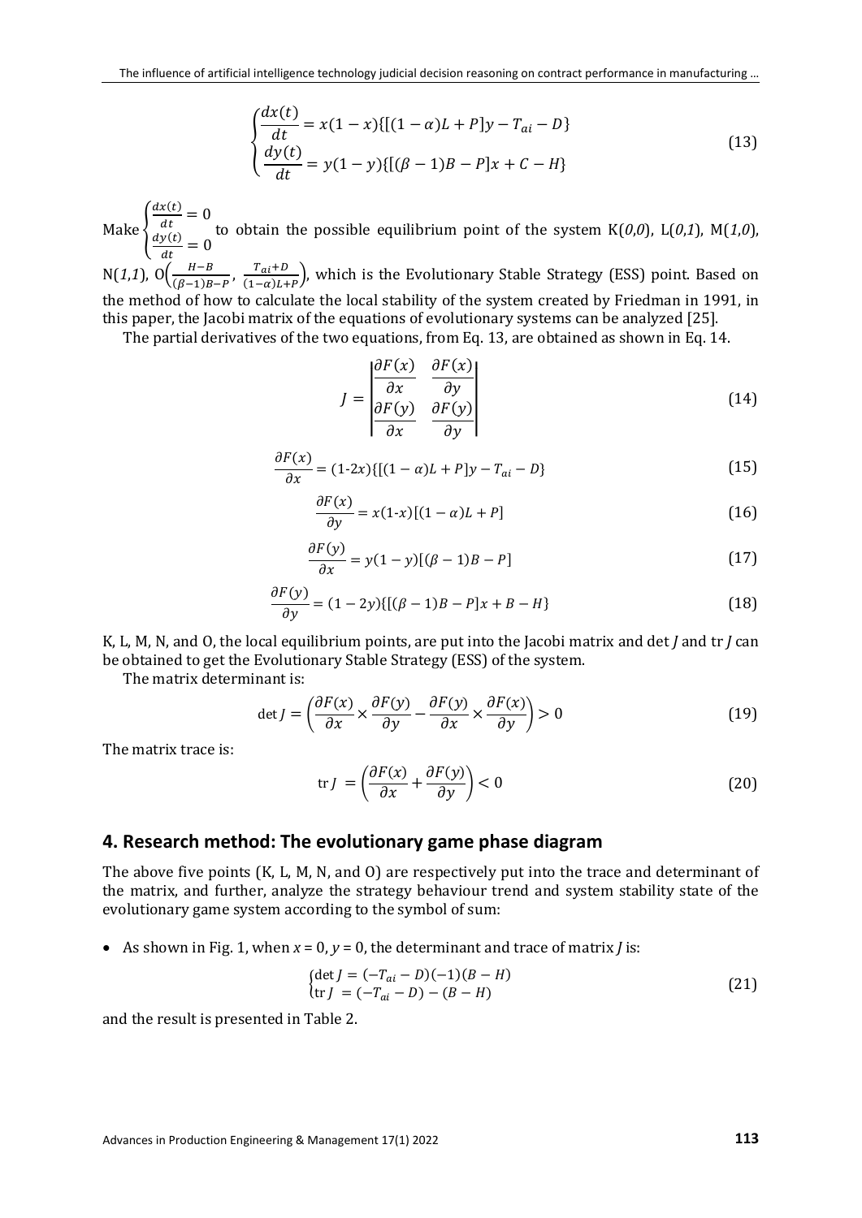$$\begin{cases} \dfrac{dx(t)}{dt} = x(1-x)\{[(1-\alpha)L + P]y - T_{ai} - D\} \\ \dfrac{dy(t)}{dt} = y(1-y)\{[(\beta-1)B - P]x + C - H\} \end{cases} \tag{13}$$

Make $\begin{cases} \frac{dx(t)}{dt} = 0 \\ \frac{dy(t)}{dt} = 0 \end{cases}$ to obtain the possible equilibrium point of the system K(*0*,*0*), L(*0*,*1*), M(*1*,*0*), N(*1*,*1*), O$\left(\frac{H-B}{(\beta-1)B-P}, \frac{T_{ai}+D}{(1-\alpha)L+P}\right)$, which is the Evolutionary Stable Strategy (ESS) point. Based on the method of how to calculate the local stability of the system created by Friedman in 1991, in this paper, the Jacobi matrix of the equations of evolutionary systems can be analyzed [25].

The partial derivatives of the two equations, from Eq. 13, are obtained as shown in Eq. 14.

$$J = \begin{vmatrix} \dfrac{\partial F(x)}{\partial x} & \dfrac{\partial F(x)}{\partial y} \\ \dfrac{\partial F(y)}{\partial x} & \dfrac{\partial F(y)}{\partial y} \end{vmatrix} \tag{14}$$

$$\frac{\partial F(x)}{\partial x} = (1\text{-}2x)\{[(1-\alpha)L + P]y - T_{ai} - D\} \tag{15}$$

$$\frac{\partial F(x)}{\partial y} = x(1\text{-}x)[(1-\alpha)L + P] \tag{16}$$

$$\frac{\partial F(y)}{\partial x} = y(1-y)[(\beta-1)B - P] \tag{17}$$

$$\frac{\partial F(y)}{\partial y} = (1-2y)\{[(\beta-1)B - P]x + B - H\} \tag{18}$$

K, L, M, N, and O, the local equilibrium points, are put into the Jacobi matrix and det *J* and tr *J* can be obtained to get the Evolutionary Stable Strategy (ESS) of the system.

The matrix determinant is:

$$\det J = \left(\frac{\partial F(x)}{\partial x} \times \frac{\partial F(y)}{\partial y} - \frac{\partial F(y)}{\partial x} \times \frac{\partial F(x)}{\partial y}\right) > 0 \tag{19}$$

The matrix trace is:

$$\operatorname{tr} J = \left(\frac{\partial F(x)}{\partial x} + \frac{\partial F(y)}{\partial y}\right) < 0 \tag{20}$$

## 4. Research method: The evolutionary game phase diagram

The above five points (K, L, M, N, and O) are respectively put into the trace and determinant of the matrix, and further, analyze the strategy behaviour trend and system stability state of the evolutionary game system according to the symbol of sum:

- As shown in Fig. 1, when $x = 0$, $y = 0$, the determinant and trace of matrix *J* is:

$$\begin{cases} \det J = (-T_{ai} - D)(-1)(B - H) \\ \operatorname{tr} J = (-T_{ai} - D) - (B - H) \end{cases} \tag{21}$$

and the result is presented in Table 2.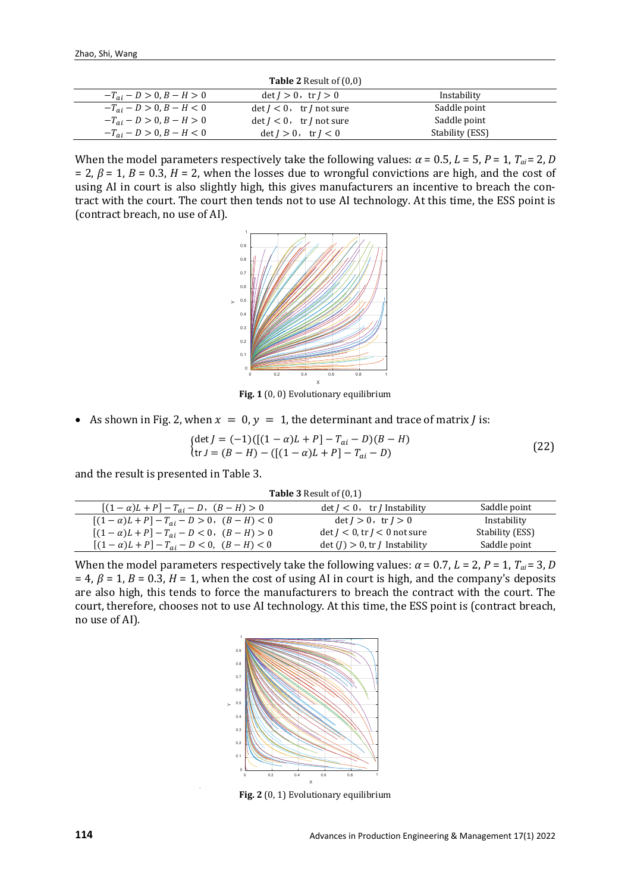**Table 2** Result of (0,0)

| | | |
|---|---|---|
| $-T_{ai} - D > 0, B - H > 0$ | $\det J > 0$，$\operatorname{tr} J > 0$ | Instability |
| $-T_{ai} - D > 0, B - H < 0$ | $\det J < 0$，$\operatorname{tr} J$ not sure | Saddle point |
| $-T_{ai} - D > 0, B - H > 0$ | $\det J < 0$，$\operatorname{tr} J$ not sure | Saddle point |
| $-T_{ai} - D > 0, B - H < 0$ | $\det J > 0$，$\operatorname{tr} J < 0$ | Stability (ESS) |

When the model parameters respectively take the following values: $\alpha = 0.5$, $L = 5$, $P = 1$, $T_{ai} = 2$, $D = 2$, $\beta = 1$, $B = 0.3$, $H = 2$, when the losses due to wrongful convictions are high, and the cost of using AI in court is also slightly high, this gives manufacturers an incentive to breach the contract with the court. The court then tends not to use AI technology. At this time, the ESS point is (contract breach, no use of AI).

**Fig. 1** (0, 0) Evolutionary equilibrium

- As shown in Fig. 2, when $x = 0, y = 1$, the determinant and trace of matrix $J$ is:

$$\begin{cases} \det J = (-1)([(1-\alpha)L + P] - T_{ai} - D)(B - H) \\ \operatorname{tr} J = (B - H) - ([(1-\alpha)L + P] - T_{ai} - D) \end{cases} \tag{22}$$

and the result is presented in Table 3.

**Table 3** Result of (0,1)

| | | |
|---|---|---|
| $[(1-\alpha)L + P] - T_{ai} - D$，$(B - H) > 0$ | $\det J < 0$，$\operatorname{tr} J$ Instability | Saddle point |
| $[(1-\alpha)L + P] - T_{ai} - D > 0$，$(B - H) < 0$ | $\det J > 0$，$\operatorname{tr} J > 0$ | Instability |
| $[(1-\alpha)L + P] - T_{ai} - D < 0$，$(B - H) > 0$ | $\det J < 0$, $\operatorname{tr} J < 0$ not sure | Stability (ESS) |
| $[(1-\alpha)L + P] - T_{ai} - D < 0$，$(B - H) < 0$ | $\det (J) > 0$, $\operatorname{tr} J$ Instability | Saddle point |

When the model parameters respectively take the following values: $\alpha = 0.7$, $L = 2$, $P = 1$, $T_{ai} = 3$, $D = 4$, $\beta = 1$, $B = 0.3$, $H = 1$, when the cost of using AI in court is high, and the company's deposits are also high, this tends to force the manufacturers to breach the contract with the court. The court, therefore, chooses not to use AI technology. At this time, the ESS point is (contract breach, no use of AI).

**Fig. 2** (0, 1) Evolutionary equilibrium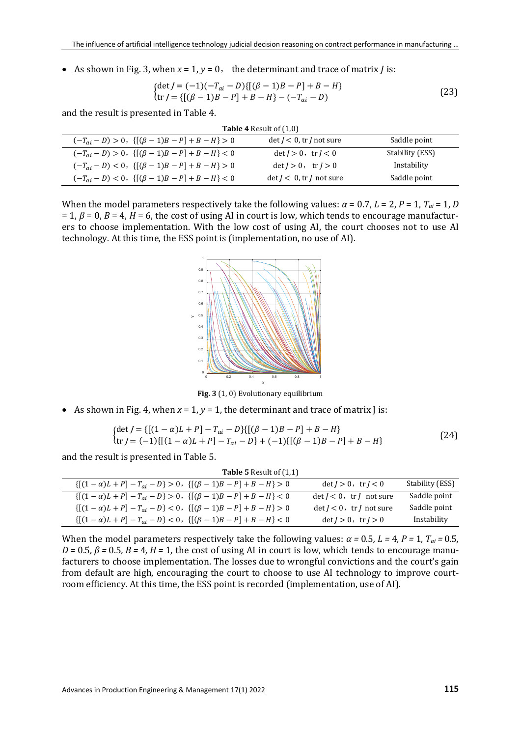- As shown in Fig. 3, when $x = 1$, $y = 0$, the determinant and trace of matrix $J$ is:

$$\begin{cases}\det J = (-1)(-T_{ai} - D)\{[(\beta - 1)B - P] + B - H\} \\ \operatorname{tr} J = \{[(\beta - 1)B - P] + B - H\} - (-T_{ai} - D)\end{cases} \tag{23}$$

and the result is presented in Table 4.

**Table 4** Result of (1,0)

| | | |
|---|---|---|
| $(-T_{ai} - D) > 0$, $\{[(\beta - 1)B - P] + B - H\} > 0$ | $\det J < 0$, $\operatorname{tr} J$ not sure | Saddle point |
| $(-T_{ai} - D) > 0$, $\{[(\beta - 1)B - P] + B - H\} < 0$ | $\det J > 0$, $\operatorname{tr} J < 0$ | Stability (ESS) |
| $(-T_{ai} - D) < 0$, $\{[(\beta - 1)B - P] + B - H\} > 0$ | $\det J > 0$, $\operatorname{tr} J > 0$ | Instability |
| $(-T_{ai} - D) < 0$, $\{[(\beta - 1)B - P] + B - H\} < 0$ | $\det J < 0$, $\operatorname{tr} J$ not sure | Saddle point |

When the model parameters respectively take the following values: $\alpha = 0.7$, $L = 2$, $P = 1$, $T_{ai} = 1$, $D = 1$, $\beta = 0$, $B = 4$, $H = 6$, the cost of using AI in court is low, which tends to encourage manufacturers to choose implementation. With the low cost of using AI, the court chooses not to use AI technology. At this time, the ESS point is (implementation, no use of AI).

**Fig. 3** (1, 0) Evolutionary equilibrium

- As shown in Fig. 4, when $x = 1$, $y = 1$, the determinant and trace of matrix J is:

$$\begin{cases}\det J = \{[(1 - \alpha)L + P] - T_{ai} - D\}\{[(\beta - 1)B - P] + B - H\} \\ \operatorname{tr} J = (-1)\{[(1 - \alpha)L + P] - T_{ai} - D\} + (-1)\{[(\beta - 1)B - P] + B - H\}\end{cases} \tag{24}$$

and the result is presented in Table 5.

**Table 5** Result of (1,1)

| | | |
|---|---|---|
| $\{[(1 - \alpha)L + P] - T_{ai} - D\} > 0$, $\{[(\beta - 1)B - P] + B - H\} > 0$ | $\det J > 0$, $\operatorname{tr} J < 0$ | Stability (ESS) |
| $\{[(1 - \alpha)L + P] - T_{ai} - D\} > 0$, $\{[(\beta - 1)B - P] + B - H\} < 0$ | $\det J < 0$, $\operatorname{tr} J$ not sure | Saddle point |
| $\{[(1 - \alpha)L + P] - T_{ai} - D\} < 0$, $\{[(\beta - 1)B - P] + B - H\} > 0$ | $\det J < 0$, $\operatorname{tr} J$ not sure | Saddle point |
| $\{[(1 - \alpha)L + P] - T_{ai} - D\} < 0$, $\{[(\beta - 1)B - P] + B - H\} < 0$ | $\det J > 0$, $\operatorname{tr} J > 0$ | Instability |

When the model parameters respectively take the following values: $\alpha = 0.5$, $L = 4$, $P = 1$, $T_{ai} = 0.5$, $D = 0.5$, $\beta = 0.5$, $B = 4$, $H = 1$, the cost of using AI in court is low, which tends to encourage manufacturers to choose implementation. The losses due to wrongful convictions and the court's gain from default are high, encouraging the court to choose to use AI technology to improve courtroom efficiency. At this time, the ESS point is recorded (implementation, use of AI).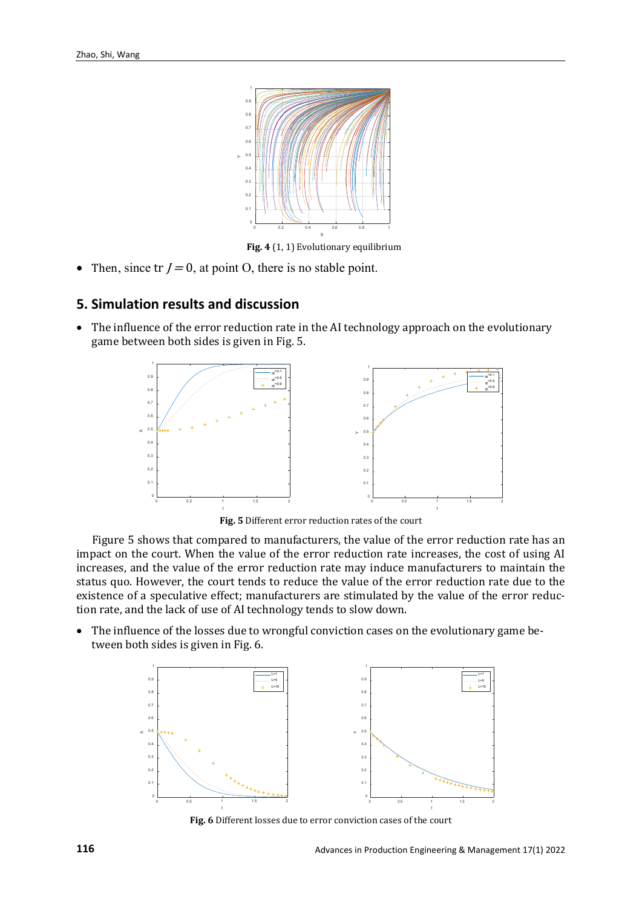**Fig. 4** (1, 1) Evolutionary equilibrium

- Then, since tr $J = 0$, at point O, there is no stable point.

## 5. Simulation results and discussion

- The influence of the error reduction rate in the AI technology approach on the evolutionary game between both sides is given in Fig. 5.

**Fig. 5** Different error reduction rates of the court

Figure 5 shows that compared to manufacturers, the value of the error reduction rate has an impact on the court. When the value of the error reduction rate increases, the cost of using AI increases, and the value of the error reduction rate may induce manufacturers to maintain the status quo. However, the court tends to reduce the value of the error reduction rate due to the existence of a speculative effect; manufacturers are stimulated by the value of the error reduction rate, and the lack of use of AI technology tends to slow down.

- The influence of the losses due to wrongful conviction cases on the evolutionary game between both sides is given in Fig. 6.

**Fig. 6** Different losses due to error conviction cases of the court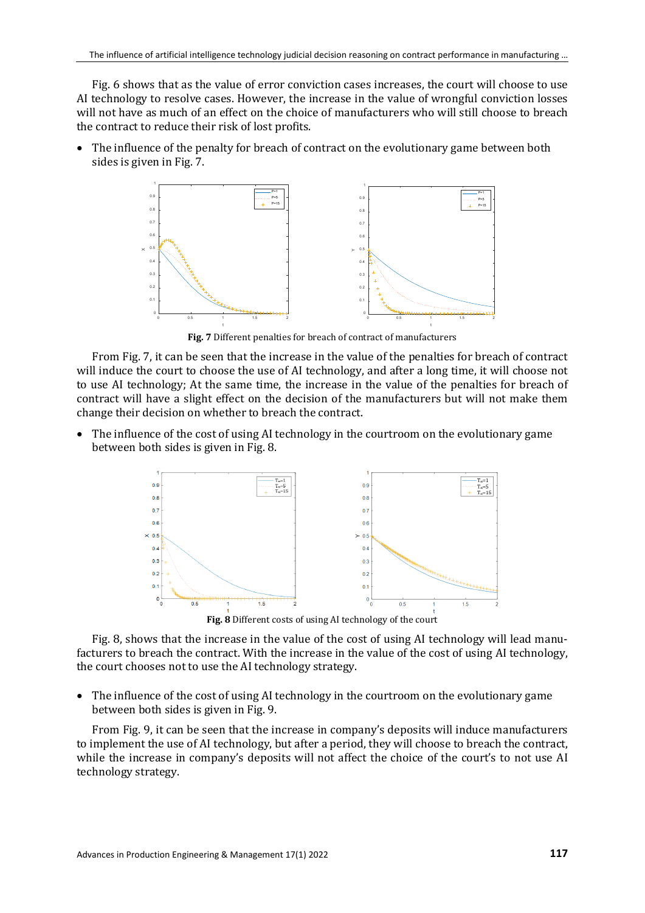Fig. 6 shows that as the value of error conviction cases increases, the court will choose to use AI technology to resolve cases. However, the increase in the value of wrongful conviction losses will not have as much of an effect on the choice of manufacturers who will still choose to breach the contract to reduce their risk of lost profits.

- The influence of the penalty for breach of contract on the evolutionary game between both sides is given in Fig. 7.

**Fig. 7** Different penalties for breach of contract of manufacturers

From Fig. 7, it can be seen that the increase in the value of the penalties for breach of contract will induce the court to choose the use of AI technology, and after a long time, it will choose not to use AI technology; At the same time, the increase in the value of the penalties for breach of contract will have a slight effect on the decision of the manufacturers but will not make them change their decision on whether to breach the contract.

- The influence of the cost of using AI technology in the courtroom on the evolutionary game between both sides is given in Fig. 8.

**Fig. 8** Different costs of using AI technology of the court

Fig. 8, shows that the increase in the value of the cost of using AI technology will lead manufacturers to breach the contract. With the increase in the value of the cost of using AI technology, the court chooses not to use the AI technology strategy.

- The influence of the cost of using AI technology in the courtroom on the evolutionary game between both sides is given in Fig. 9.

From Fig. 9, it can be seen that the increase in company's deposits will induce manufacturers to implement the use of AI technology, but after a period, they will choose to breach the contract, while the increase in company's deposits will not affect the choice of the court's to not use AI technology strategy.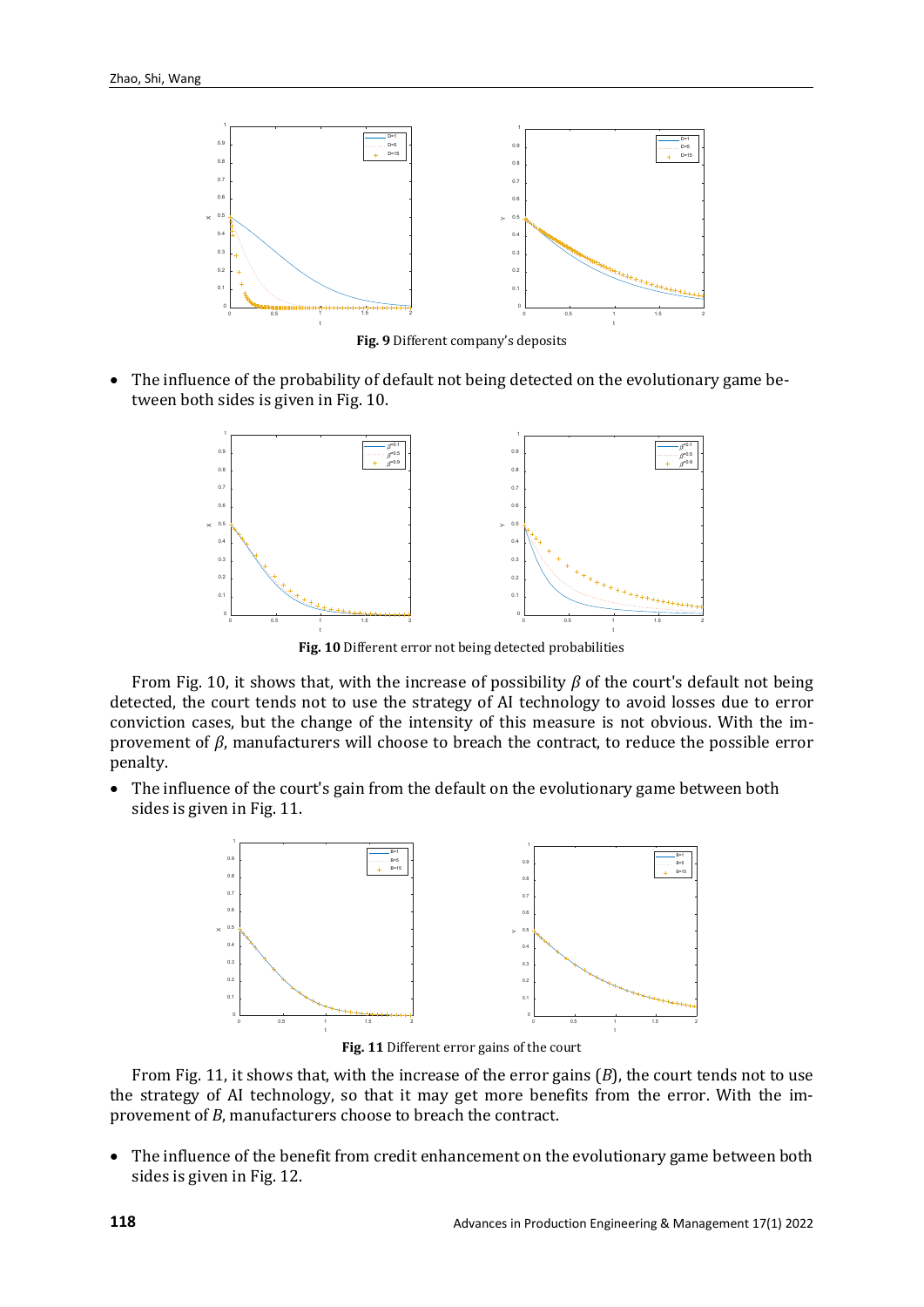**Fig. 9** Different company's deposits

- The influence of the probability of default not being detected on the evolutionary game between both sides is given in Fig. 10.

**Fig. 10** Different error not being detected probabilities

From Fig. 10, it shows that, with the increase of possibility $\beta$ of the court's default not being detected, the court tends not to use the strategy of AI technology to avoid losses due to error conviction cases, but the change of the intensity of this measure is not obvious. With the improvement of $\beta$, manufacturers will choose to breach the contract, to reduce the possible error penalty.

- The influence of the court's gain from the default on the evolutionary game between both sides is given in Fig. 11.

**Fig. 11** Different error gains of the court

From Fig. 11, it shows that, with the increase of the error gains ($B$), the court tends not to use the strategy of AI technology, so that it may get more benefits from the error. With the improvement of $B$, manufacturers choose to breach the contract.

- The influence of the benefit from credit enhancement on the evolutionary game between both sides is given in Fig. 12.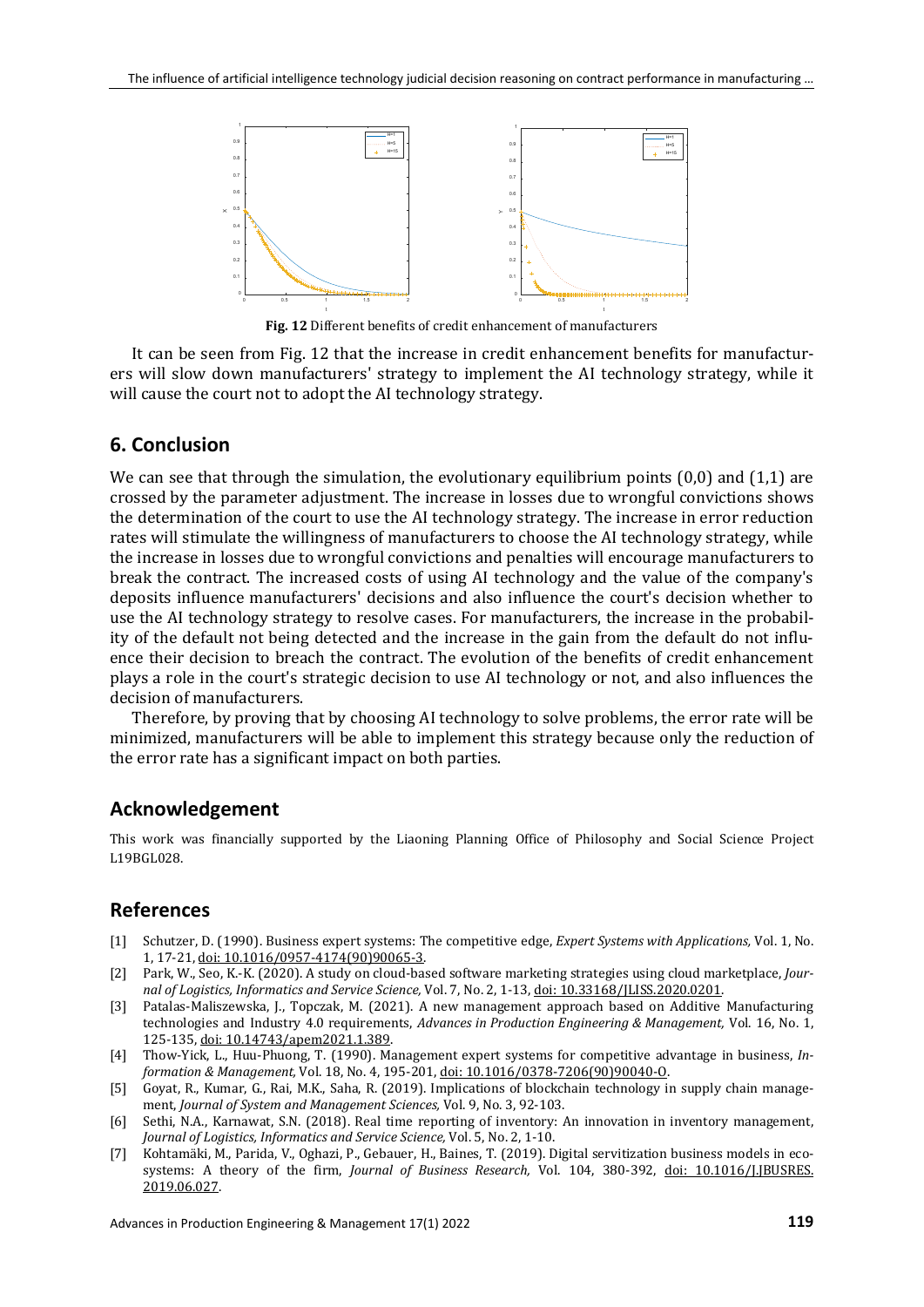**Fig. 12** Different benefits of credit enhancement of manufacturers

It can be seen from Fig. 12 that the increase in credit enhancement benefits for manufacturers will slow down manufacturers' strategy to implement the AI technology strategy, while it will cause the court not to adopt the AI technology strategy.

## 6. Conclusion

We can see that through the simulation, the evolutionary equilibrium points (0,0) and (1,1) are crossed by the parameter adjustment. The increase in losses due to wrongful convictions shows the determination of the court to use the AI technology strategy. The increase in error reduction rates will stimulate the willingness of manufacturers to choose the AI technology strategy, while the increase in losses due to wrongful convictions and penalties will encourage manufacturers to break the contract. The increased costs of using AI technology and the value of the company's deposits influence manufacturers' decisions and also influence the court's decision whether to use the AI technology strategy to resolve cases. For manufacturers, the increase in the probability of the default not being detected and the increase in the gain from the default do not influence their decision to breach the contract. The evolution of the benefits of credit enhancement plays a role in the court's strategic decision to use AI technology or not, and also influences the decision of manufacturers.

Therefore, by proving that by choosing AI technology to solve problems, the error rate will be minimized, manufacturers will be able to implement this strategy because only the reduction of the error rate has a significant impact on both parties.

## Acknowledgement

This work was financially supported by the Liaoning Planning Office of Philosophy and Social Science Project L19BGL028.

## References

[1] Schutzer, D. (1990). Business expert systems: The competitive edge, *Expert Systems with Applications,* Vol. 1, No. 1, 17-21, doi: 10.1016/0957-4174(90)90065-3.

[2] Park, W., Seo, K.-K. (2020). A study on cloud-based software marketing strategies using cloud marketplace, *Journal of Logistics, Informatics and Service Science,* Vol. 7, No. 2, 1-13, doi: 10.33168/JLISS.2020.0201.

[3] Patalas-Maliszewska, J., Topczak, M. (2021). A new management approach based on Additive Manufacturing technologies and Industry 4.0 requirements, *Advances in Production Engineering & Management,* Vol. 16, No. 1, 125-135, doi: 10.14743/apem2021.1.389.

[4] Thow-Yick, L., Huu-Phuong, T. (1990). Management expert systems for competitive advantage in business, *Information & Management,* Vol. 18, No. 4, 195-201, doi: 10.1016/0378-7206(90)90040-O.

[5] Goyat, R., Kumar, G., Rai, M.K., Saha, R. (2019). Implications of blockchain technology in supply chain management, *Journal of System and Management Sciences,* Vol. 9, No. 3, 92-103.

[6] Sethi, N.A., Karnawat, S.N. (2018). Real time reporting of inventory: An innovation in inventory management, *Journal of Logistics, Informatics and Service Science,* Vol. 5, No. 2, 1-10.

[7] Kohtamäki, M., Parida, V., Oghazi, P., Gebauer, H., Baines, T. (2019). Digital servitization business models in ecosystems: A theory of the firm, *Journal of Business Research,* Vol. 104, 380-392, doi: 10.1016/J.JBUSRES.2019.06.027.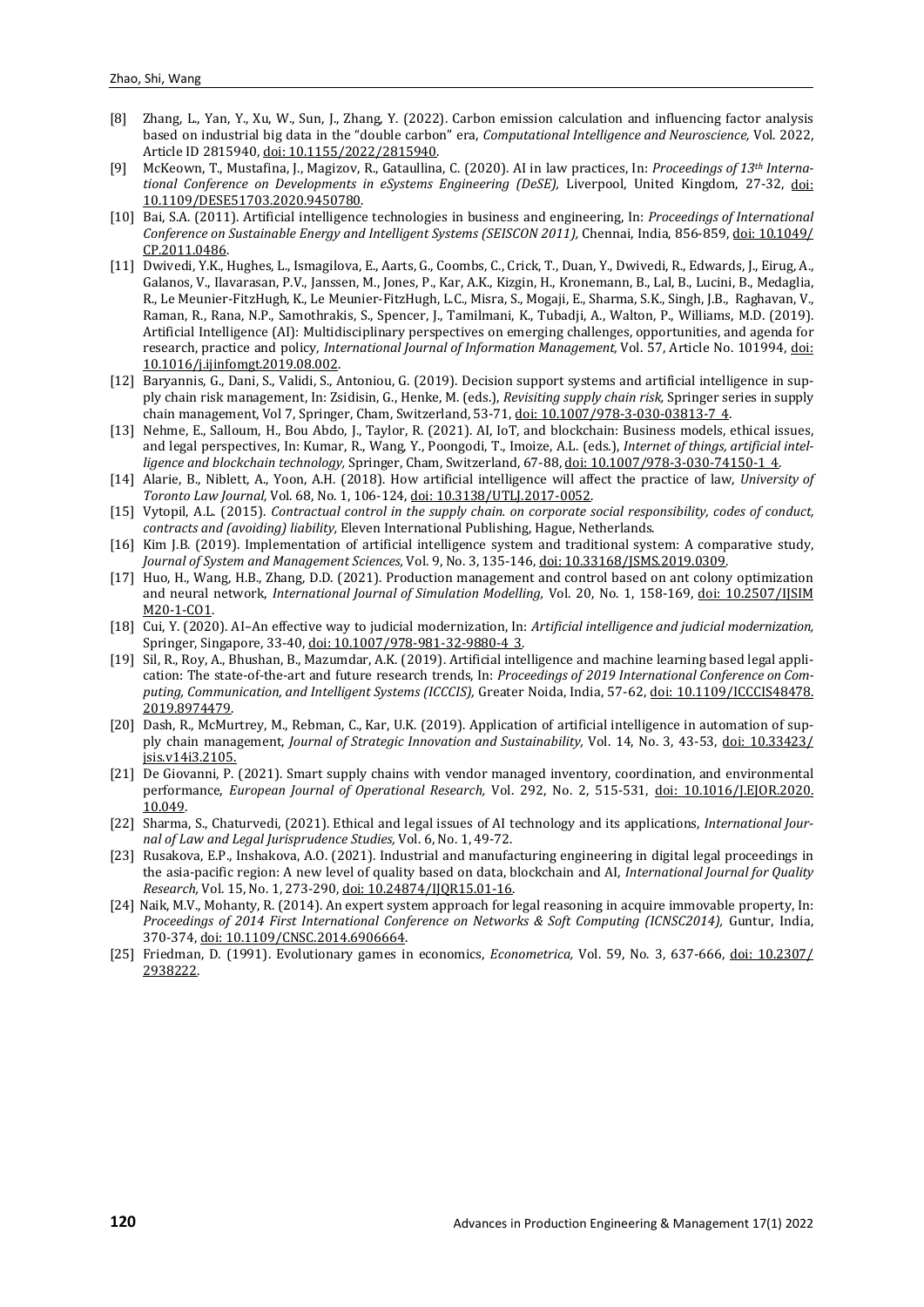[8] Zhang, L., Yan, Y., Xu, W., Sun, J., Zhang, Y. (2022). Carbon emission calculation and influencing factor analysis based on industrial big data in the "double carbon" era, *Computational Intelligence and Neuroscience,* Vol. 2022, Article ID 2815940, doi: 10.1155/2022/2815940.

[9] McKeown, T., Mustafina, J., Magizov, R., Gataullina, C. (2020). AI in law practices, In: *Proceedings of 13th International Conference on Developments in eSystems Engineering (DeSE),* Liverpool, United Kingdom, 27-32, doi: 10.1109/DESE51703.2020.9450780.

[10] Bai, S.A. (2011). Artificial intelligence technologies in business and engineering, In: *Proceedings of International Conference on Sustainable Energy and Intelligent Systems (SEISCON 2011),* Chennai, India, 856-859, doi: 10.1049/CP.2011.0486.

[11] Dwivedi, Y.K., Hughes, L., Ismagilova, E., Aarts, G., Coombs, C., Crick, T., Duan, Y., Dwivedi, R., Edwards, J., Eirug, A., Galanos, V., Ilavarasan, P.V., Janssen, M., Jones, P., Kar, A.K., Kizgin, H., Kronemann, B., Lal, B., Lucini, B., Medaglia, R., Le Meunier-FitzHugh, K., Le Meunier-FitzHugh, L.C., Misra, S., Mogaji, E., Sharma, S.K., Singh, J.B., Raghavan, V., Raman, R., Rana, N.P., Samothrakis, S., Spencer, J., Tamilmani, K., Tubadji, A., Walton, P., Williams, M.D. (2019). Artificial Intelligence (AI): Multidisciplinary perspectives on emerging challenges, opportunities, and agenda for research, practice and policy, *International Journal of Information Management,* Vol. 57, Article No. 101994, doi: 10.1016/j.ijinfomgt.2019.08.002.

[12] Baryannis, G., Dani, S., Validi, S., Antoniou, G. (2019). Decision support systems and artificial intelligence in supply chain risk management, In: Zsidisin, G., Henke, M. (eds.), *Revisiting supply chain risk,* Springer series in supply chain management, Vol 7, Springer, Cham, Switzerland, 53-71, doi: 10.1007/978-3-030-03813-7_4.

[13] Nehme, E., Salloum, H., Bou Abdo, J., Taylor, R. (2021). AI, IoT, and blockchain: Business models, ethical issues, and legal perspectives, In: Kumar, R., Wang, Y., Poongodi, T., Imoize, A.L. (eds.), *Internet of things, artificial intelligence and blockchain technology,* Springer, Cham, Switzerland, 67-88, doi: 10.1007/978-3-030-74150-1_4.

[14] Alarie, B., Niblett, A., Yoon, A.H. (2018). How artificial intelligence will affect the practice of law, *University of Toronto Law Journal,* Vol. 68, No. 1, 106-124, doi: 10.3138/UTLJ.2017-0052.

[15] Vytopil, A.L. (2015). *Contractual control in the supply chain. on corporate social responsibility, codes of conduct, contracts and (avoiding) liability,* Eleven International Publishing, Hague, Netherlands.

[16] Kim J.B. (2019). Implementation of artificial intelligence system and traditional system: A comparative study, *Journal of System and Management Sciences,* Vol. 9, No. 3, 135-146, doi: 10.33168/JSMS.2019.0309.

[17] Huo, H., Wang, H.B., Zhang, D.D. (2021). Production management and control based on ant colony optimization and neural network, *International Journal of Simulation Modelling,* Vol. 20, No. 1, 158-169, doi: 10.2507/IJSIMM20-1-CO1.

[18] Cui, Y. (2020). AI–An effective way to judicial modernization, In: *Artificial intelligence and judicial modernization,* Springer, Singapore, 33-40, doi: 10.1007/978-981-32-9880-4_3.

[19] Sil, R., Roy, A., Bhushan, B., Mazumdar, A.K. (2019). Artificial intelligence and machine learning based legal application: The state-of-the-art and future research trends, In: *Proceedings of 2019 International Conference on Computing, Communication, and Intelligent Systems (ICCCIS),* Greater Noida, India, 57-62, doi: 10.1109/ICCCIS48478.2019.8974479.

[20] Dash, R., McMurtrey, M., Rebman, C., Kar, U.K. (2019). Application of artificial intelligence in automation of supply chain management, *Journal of Strategic Innovation and Sustainability,* Vol. 14, No. 3, 43-53, doi: 10.33423/jsis.v14i3.2105.

[21] De Giovanni, P. (2021). Smart supply chains with vendor managed inventory, coordination, and environmental performance, *European Journal of Operational Research,* Vol. 292, No. 2, 515-531, doi: 10.1016/J.EJOR.2020.10.049.

[22] Sharma, S., Chaturvedi, (2021). Ethical and legal issues of AI technology and its applications, *International Journal of Law and Legal Jurisprudence Studies,* Vol. 6, No. 1, 49-72.

[23] Rusakova, E.P., Inshakova, A.O. (2021). Industrial and manufacturing engineering in digital legal proceedings in the asia-pacific region: A new level of quality based on data, blockchain and AI, *International Journal for Quality Research,* Vol. 15, No. 1, 273-290, doi: 10.24874/IJQR15.01-16.

[24] Naik, M.V., Mohanty, R. (2014). An expert system approach for legal reasoning in acquire immovable property, In: *Proceedings of 2014 First International Conference on Networks & Soft Computing (ICNSC2014),* Guntur, India, 370-374, doi: 10.1109/CNSC.2014.6906664.

[25] Friedman, D. (1991). Evolutionary games in economics, *Econometrica,* Vol. 59, No. 3, 637-666, doi: 10.2307/2938222.